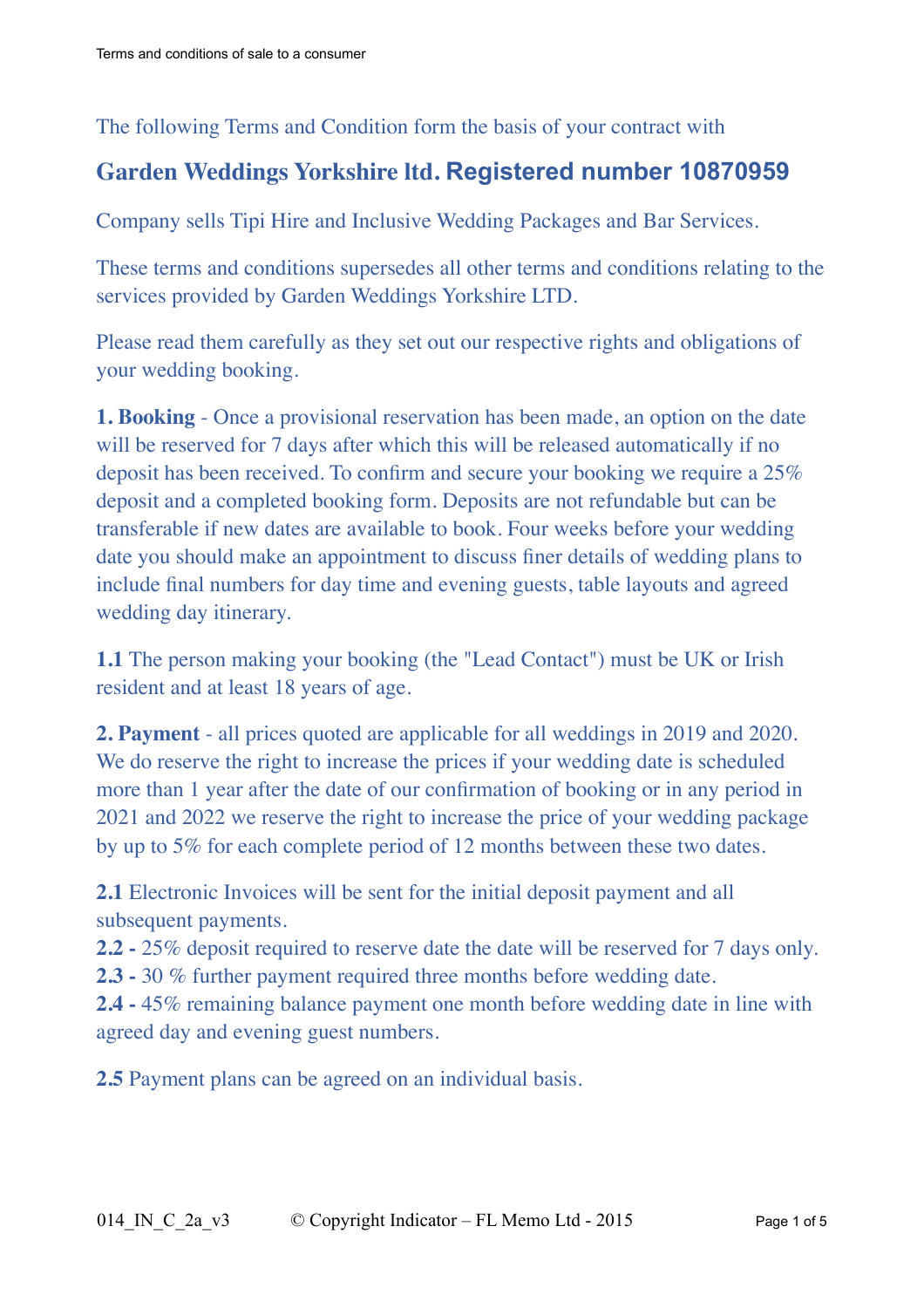The following Terms and Condition form the basis of your contract with

## Garden Weddings Yorkshire ltd. Registered number 10870959

Company sells Tipi Hire and Inclusive Wedding Packages and Bar Services.

These terms and conditions supersedes all other terms and conditions relating to the services provided by Garden Weddings Yorkshire LTD.

Please read them carefully as they set out our respective rights and obligations of your wedding booking.

**1. Booking** - Once a provisional reservation has been made, an option on the date will be reserved for 7 days after which this will be released automatically if no deposit has been received. To confirm and secure your booking we require a 25% deposit and a completed booking form. Deposits are not refundable but can be transferable if new dates are available to book. Four weeks before your wedding date you should make an appointment to discuss finer details of wedding plans to include final numbers for day time and evening guests, table layouts and agreed wedding day itinerary.

**1.1** The person making your booking (the "Lead Contact") must be UK or Irish resident and at least 18 years of age.

**2. Payment** - all prices quoted are applicable for all weddings in 2019 and 2020. We do reserve the right to increase the prices if your wedding date is scheduled more than 1 year after the date of our confirmation of booking or in any period in 2021 and 2022 we reserve the right to increase the price of your wedding package by up to 5% for each complete period of 12 months between these two dates.

**2.1** Electronic Invoices will be sent for the initial deposit payment and all subsequent payments.
**2.2 -** 25% deposit required to reserve date the date will be reserved for 7 days only.
**2.3 -** 30 % further payment required three months before wedding date.
**2.4 -** 45% remaining balance payment one month before wedding date in line with agreed day and evening guest numbers.

**2.5** Payment plans can be agreed on an individual basis.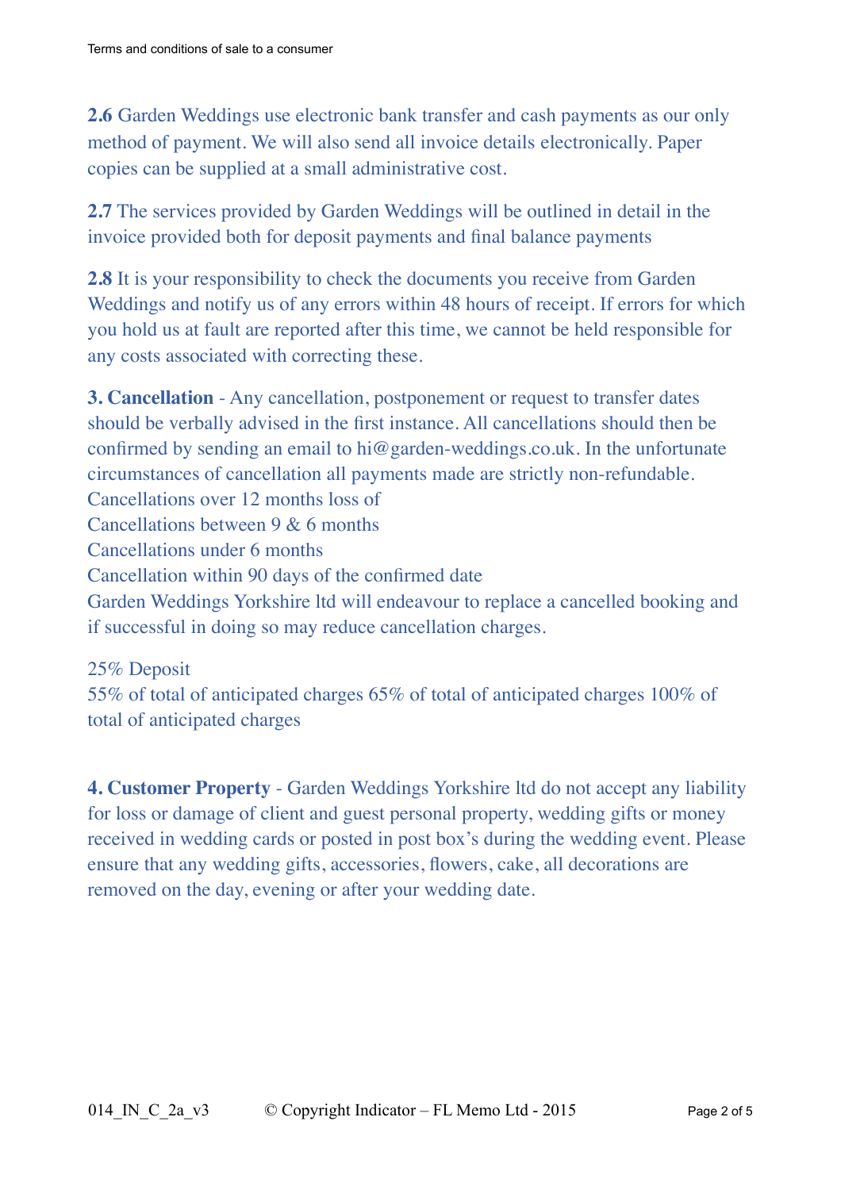**2.6** Garden Weddings use electronic bank transfer and cash payments as our only method of payment. We will also send all invoice details electronically. Paper copies can be supplied at a small administrative cost.

**2.7** The services provided by Garden Weddings will be outlined in detail in the invoice provided both for deposit payments and final balance payments

**2.8** It is your responsibility to check the documents you receive from Garden Weddings and notify us of any errors within 48 hours of receipt. If errors for which you hold us at fault are reported after this time, we cannot be held responsible for any costs associated with correcting these.

**3. Cancellation** - Any cancellation, postponement or request to transfer dates should be verbally advised in the first instance. All cancellations should then be confirmed by sending an email to hi@garden-weddings.co.uk. In the unfortunate circumstances of cancellation all payments made are strictly non-refundable.
Cancellations over 12 months loss of
Cancellations between 9 & 6 months
Cancellations under 6 months
Cancellation within 90 days of the confirmed date
Garden Weddings Yorkshire ltd will endeavour to replace a cancelled booking and if successful in doing so may reduce cancellation charges.

25% Deposit
55% of total of anticipated charges 65% of total of anticipated charges 100% of total of anticipated charges

**4. Customer Property** - Garden Weddings Yorkshire ltd do not accept any liability for loss or damage of client and guest personal property, wedding gifts or money received in wedding cards or posted in post box's during the wedding event. Please ensure that any wedding gifts, accessories, flowers, cake, all decorations are removed on the day, evening or after your wedding date.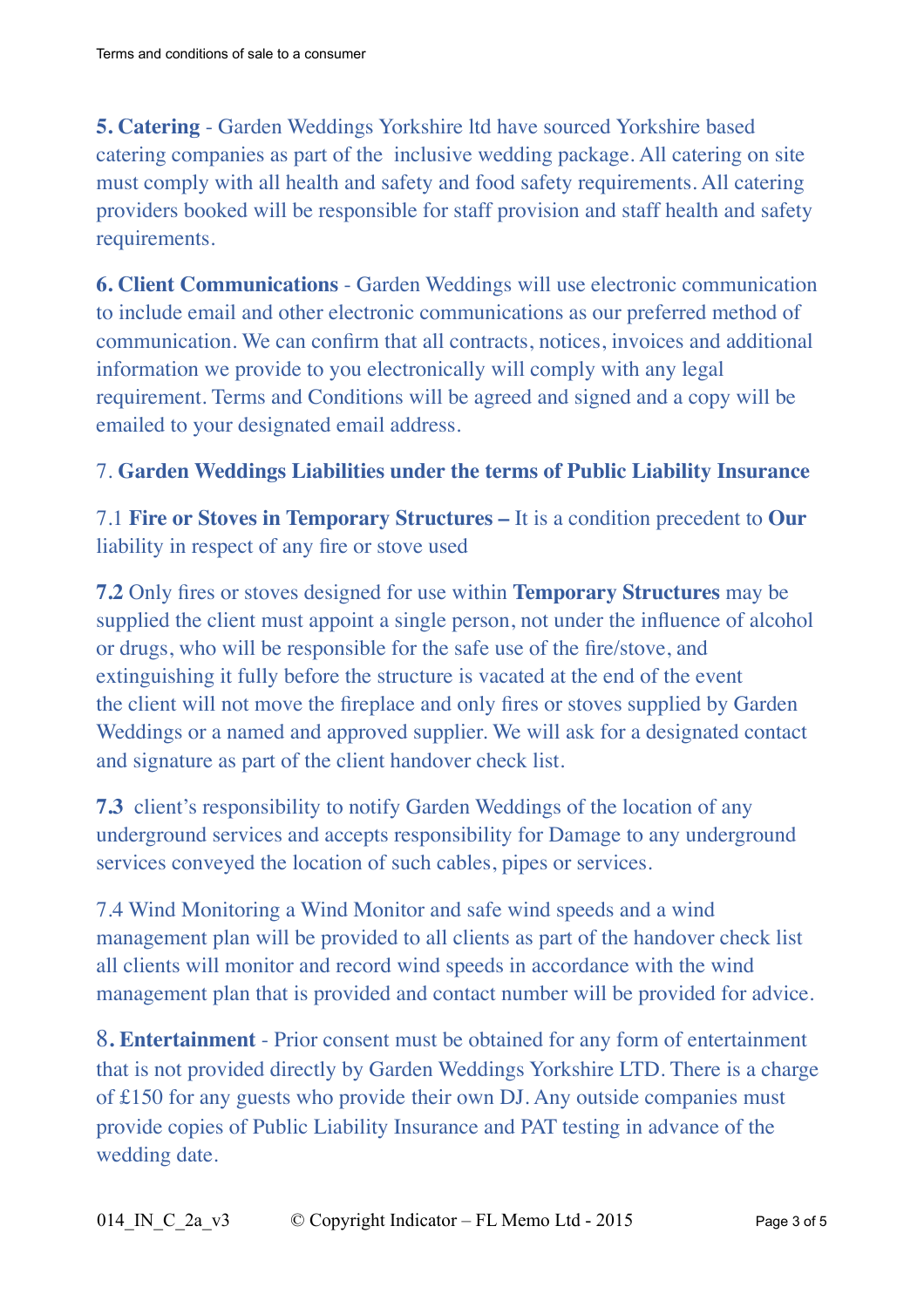**5. Catering** - Garden Weddings Yorkshire ltd have sourced Yorkshire based catering companies as part of the inclusive wedding package. All catering on site must comply with all health and safety and food safety requirements. All catering providers booked will be responsible for staff provision and staff health and safety requirements.

**6. Client Communications** - Garden Weddings will use electronic communication to include email and other electronic communications as our preferred method of communication. We can confirm that all contracts, notices, invoices and additional information we provide to you electronically will comply with any legal requirement. Terms and Conditions will be agreed and signed and a copy will be emailed to your designated email address.

7. **Garden Weddings Liabilities under the terms of Public Liability Insurance**

7.1 **Fire or Stoves in Temporary Structures –** It is a condition precedent to **Our** liability in respect of any fire or stove used

**7.2** Only fires or stoves designed for use within **Temporary Structures** may be supplied the client must appoint a single person, not under the influence of alcohol or drugs, who will be responsible for the safe use of the fire/stove, and extinguishing it fully before the structure is vacated at the end of the event the client will not move the fireplace and only fires or stoves supplied by Garden Weddings or a named and approved supplier. We will ask for a designated contact and signature as part of the client handover check list.

**7.3** client's responsibility to notify Garden Weddings of the location of any underground services and accepts responsibility for Damage to any underground services conveyed the location of such cables, pipes or services.

7.4 Wind Monitoring a Wind Monitor and safe wind speeds and a wind management plan will be provided to all clients as part of the handover check list all clients will monitor and record wind speeds in accordance with the wind management plan that is provided and contact number will be provided for advice.

**8. Entertainment** - Prior consent must be obtained for any form of entertainment that is not provided directly by Garden Weddings Yorkshire LTD. There is a charge of £150 for any guests who provide their own DJ. Any outside companies must provide copies of Public Liability Insurance and PAT testing in advance of the wedding date.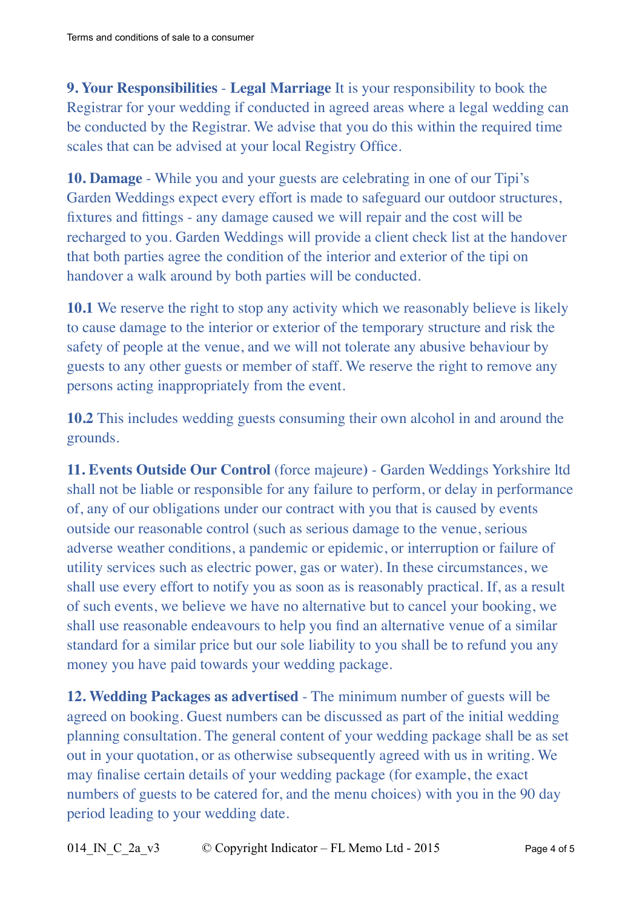**9. Your Responsibilities** - **Legal Marriage** It is your responsibility to book the Registrar for your wedding if conducted in agreed areas where a legal wedding can be conducted by the Registrar. We advise that you do this within the required time scales that can be advised at your local Registry Office.

**10. Damage** - While you and your guests are celebrating in one of our Tipi's Garden Weddings expect every effort is made to safeguard our outdoor structures, fixtures and fittings - any damage caused we will repair and the cost will be recharged to you. Garden Weddings will provide a client check list at the handover that both parties agree the condition of the interior and exterior of the tipi on handover a walk around by both parties will be conducted.

**10.1** We reserve the right to stop any activity which we reasonably believe is likely to cause damage to the interior or exterior of the temporary structure and risk the safety of people at the venue, and we will not tolerate any abusive behaviour by guests to any other guests or member of staff. We reserve the right to remove any persons acting inappropriately from the event.

**10.2** This includes wedding guests consuming their own alcohol in and around the grounds.

**11. Events Outside Our Control** (force majeure) - Garden Weddings Yorkshire ltd shall not be liable or responsible for any failure to perform, or delay in performance of, any of our obligations under our contract with you that is caused by events outside our reasonable control (such as serious damage to the venue, serious adverse weather conditions, a pandemic or epidemic, or interruption or failure of utility services such as electric power, gas or water). In these circumstances, we shall use every effort to notify you as soon as is reasonably practical. If, as a result of such events, we believe we have no alternative but to cancel your booking, we shall use reasonable endeavours to help you find an alternative venue of a similar standard for a similar price but our sole liability to you shall be to refund you any money you have paid towards your wedding package.

**12. Wedding Packages as advertised** - The minimum number of guests will be agreed on booking. Guest numbers can be discussed as part of the initial wedding planning consultation. The general content of your wedding package shall be as set out in your quotation, or as otherwise subsequently agreed with us in writing. We may finalise certain details of your wedding package (for example, the exact numbers of guests to be catered for, and the menu choices) with you in the 90 day period leading to your wedding date.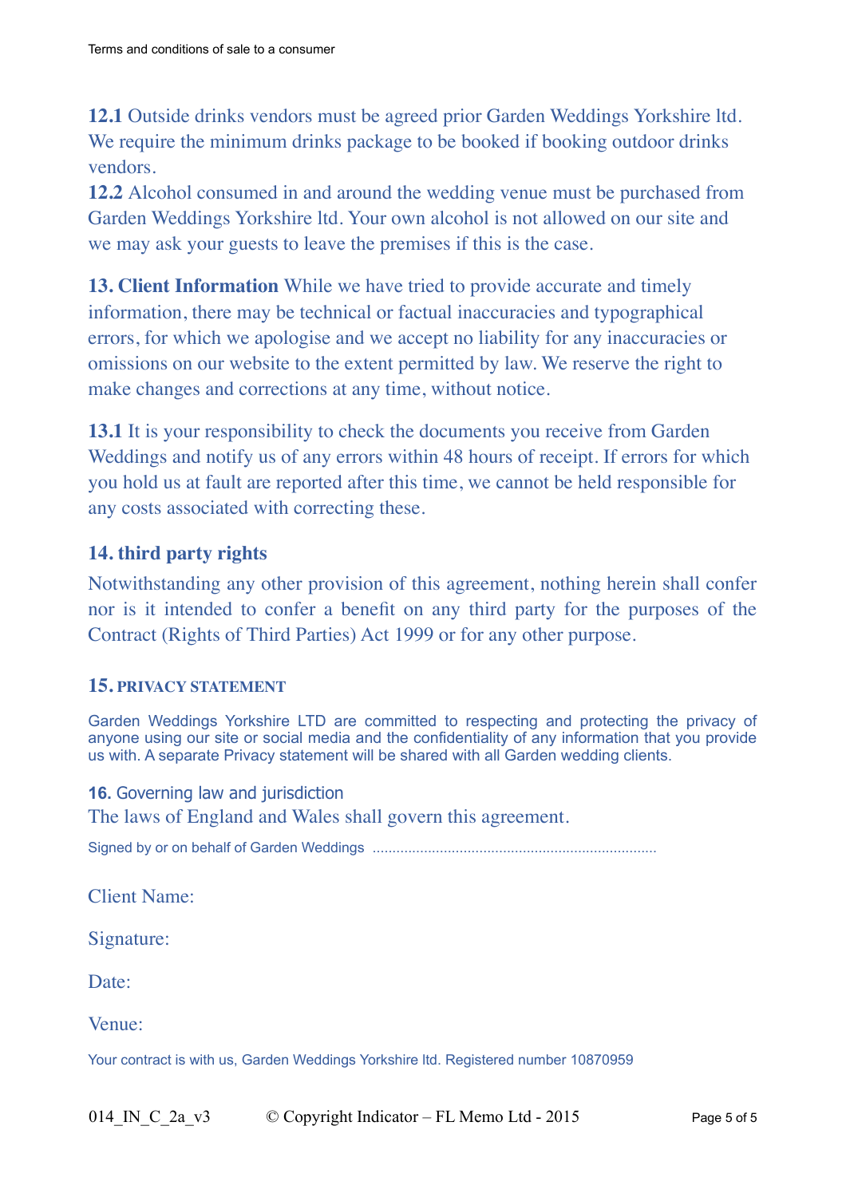**12.1** Outside drinks vendors must be agreed prior Garden Weddings Yorkshire ltd. We require the minimum drinks package to be booked if booking outdoor drinks vendors.

**12.2** Alcohol consumed in and around the wedding venue must be purchased from Garden Weddings Yorkshire ltd. Your own alcohol is not allowed on our site and we may ask your guests to leave the premises if this is the case.

**13. Client Information** While we have tried to provide accurate and timely information, there may be technical or factual inaccuracies and typographical errors, for which we apologise and we accept no liability for any inaccuracies or omissions on our website to the extent permitted by law. We reserve the right to make changes and corrections at any time, without notice.

**13.1** It is your responsibility to check the documents you receive from Garden Weddings and notify us of any errors within 48 hours of receipt. If errors for which you hold us at fault are reported after this time, we cannot be held responsible for any costs associated with correcting these.

## 14. third party rights

Notwithstanding any other provision of this agreement, nothing herein shall confer nor is it intended to confer a benefit on any third party for the purposes of the Contract (Rights of Third Parties) Act 1999 or for any other purpose.

## 15. PRIVACY STATEMENT

Garden Weddings Yorkshire LTD are committed to respecting and protecting the privacy of anyone using our site or social media and the confidentiality of any information that you provide us with. A separate Privacy statement will be shared with all Garden wedding clients.

## 16. Governing law and jurisdiction

The laws of England and Wales shall govern this agreement.

Signed by or on behalf of Garden Weddings .......................................................................

Client Name:

Signature:

Date:

Venue:

Your contract is with us, Garden Weddings Yorkshire ltd. Registered number 10870959

014_IN_C_2a_v3 © Copyright Indicator – FL Memo Ltd - 2015